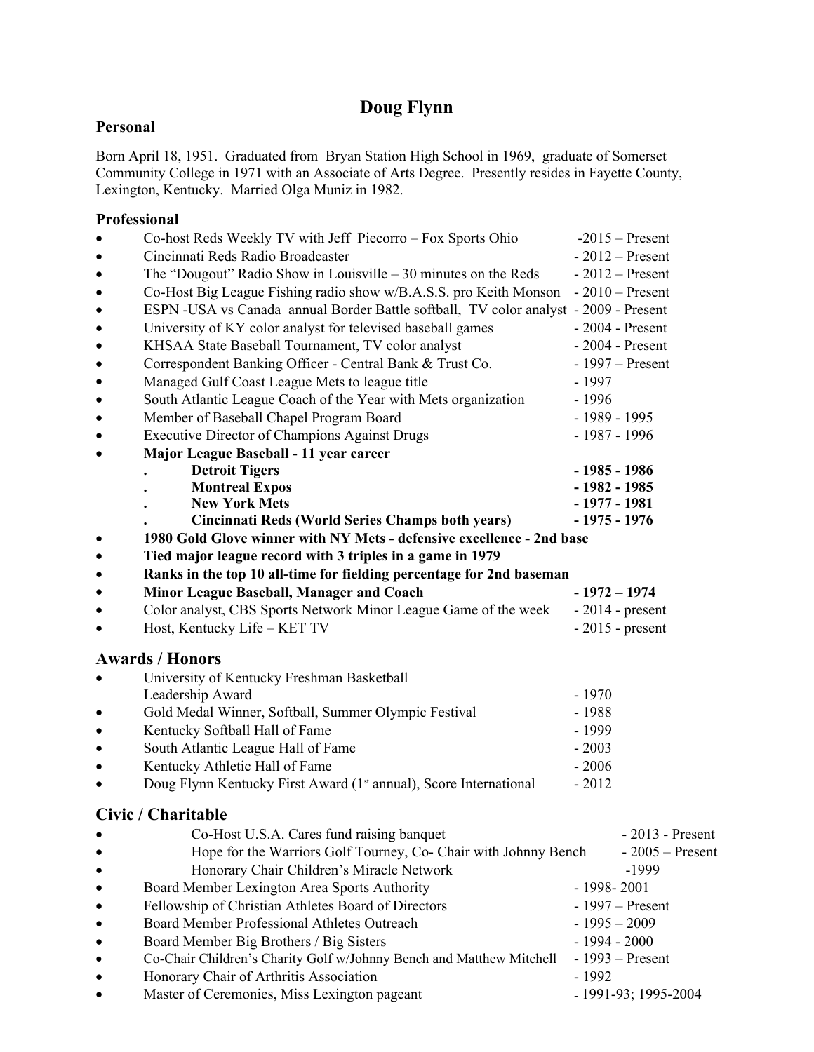# Doug Flynn

## Personal

Born April 18, 1951. Graduated from Bryan Station High School in 1969, graduate of Somerset Community College in 1971 with an Associate of Arts Degree. Presently resides in Fayette County, Lexington, Kentucky. Married Olga Muniz in 1982.

## Professional

- Co-host Reds Weekly TV with Jeff Piecorro – Fox Sports Ohio -2015 – Present
- Cincinnati Reds Radio Broadcaster - 2012 – Present
- The "Dougout" Radio Show in Louisville – 30 minutes on the Reds - 2012 – Present
- Co-Host Big League Fishing radio show w/B.A.S.S. pro Keith Monson - 2010 – Present
- ESPN -USA vs Canada annual Border Battle softball, TV color analyst - 2009 - Present
- University of KY color analyst for televised baseball games - 2004 - Present
- KHSAA State Baseball Tournament, TV color analyst - 2004 - Present
- Correspondent Banking Officer - Central Bank & Trust Co. - 1997 – Present
- Managed Gulf Coast League Mets to league title - 1997
- South Atlantic League Coach of the Year with Mets organization - 1996
- Member of Baseball Chapel Program Board - 1989 - 1995
- Executive Director of Champions Against Drugs - 1987 - 1996
- **Major League Baseball - 11 year career**
  - **Detroit Tigers - 1985 - 1986**
  - **Montreal Expos - 1982 - 1985**
  - **New York Mets - 1977 - 1981**
  - **Cincinnati Reds (World Series Champs both years) - 1975 - 1976**
- **1980 Gold Glove winner with NY Mets - defensive excellence - 2nd base**
- **Tied major league record with 3 triples in a game in 1979**
- **Ranks in the top 10 all-time for fielding percentage for 2nd baseman**
- **Minor League Baseball, Manager and Coach - 1972 – 1974**
- Color analyst, CBS Sports Network Minor League Game of the week - 2014 - present
- Host, Kentucky Life – KET TV - 2015 - present

## Awards / Honors

- University of Kentucky Freshman Basketball Leadership Award - 1970
- Gold Medal Winner, Softball, Summer Olympic Festival - 1988
- Kentucky Softball Hall of Fame - 1999
- South Atlantic League Hall of Fame - 2003
- Kentucky Athletic Hall of Fame - 2006
- Doug Flynn Kentucky First Award (1st annual), Score International - 2012

## Civic / Charitable

- Co-Host U.S.A. Cares fund raising banquet - 2013 - Present
- Hope for the Warriors Golf Tourney, Co- Chair with Johnny Bench - 2005 – Present
- Honorary Chair Children's Miracle Network -1999
- Board Member Lexington Area Sports Authority - 1998- 2001
- Fellowship of Christian Athletes Board of Directors - 1997 – Present
- Board Member Professional Athletes Outreach - 1995 – 2009
- Board Member Big Brothers / Big Sisters - 1994 - 2000
- Co-Chair Children's Charity Golf w/Johnny Bench and Matthew Mitchell - 1993 – Present
- Honorary Chair of Arthritis Association - 1992
- Master of Ceremonies, Miss Lexington pageant - 1991-93; 1995-2004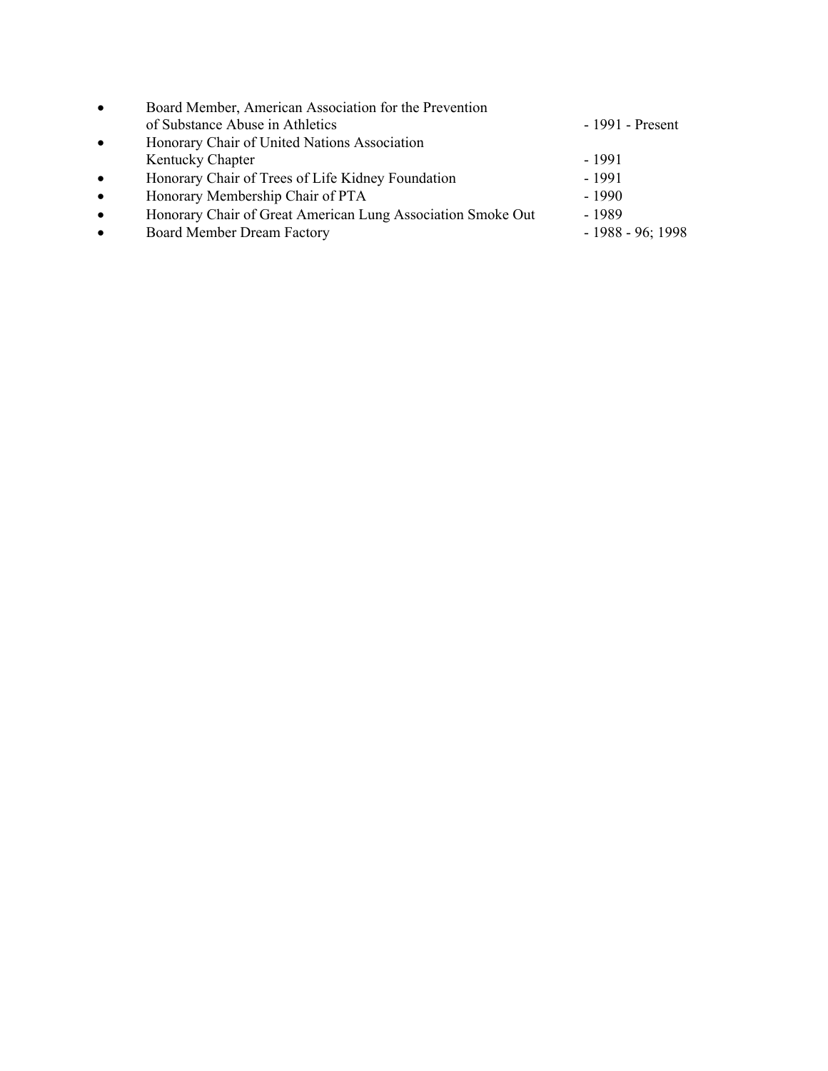- Board Member, American Association for the Prevention of Substance Abuse in Athletics - 1991 - Present
- Honorary Chair of United Nations Association Kentucky Chapter - 1991
- Honorary Chair of Trees of Life Kidney Foundation - 1991
- Honorary Membership Chair of PTA - 1990
- Honorary Chair of Great American Lung Association Smoke Out - 1989
- Board Member Dream Factory - 1988 - 96; 1998